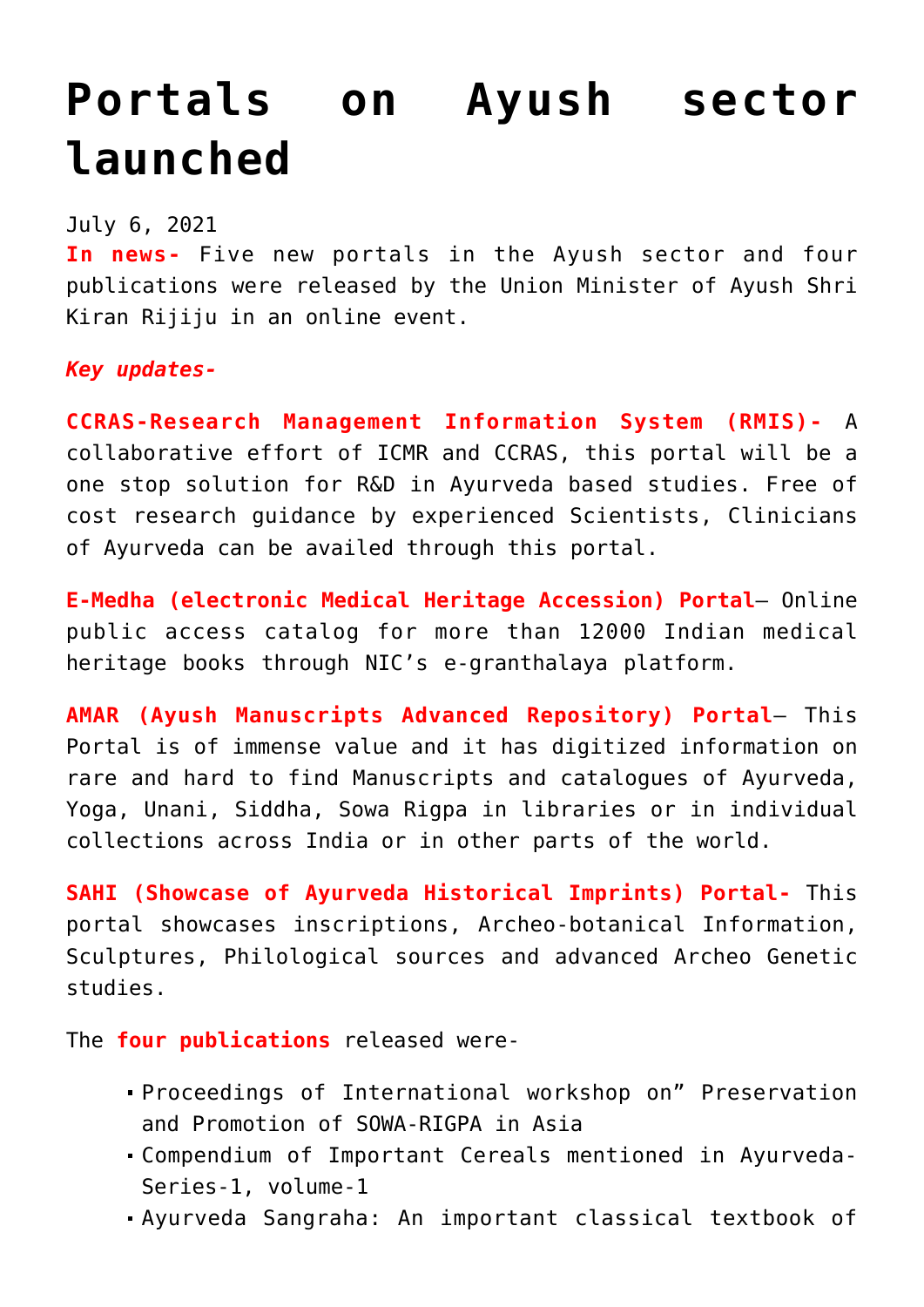# Portals on Ayush sector launched

July 6, 2021

**In news-** Five new portals in the Ayush sector and four publications were released by the Union Minister of Ayush Shri Kiran Rijiju in an online event.

***Key updates-***

**CCRAS-Research Management Information System (RMIS)-** A collaborative effort of ICMR and CCRAS, this portal will be a one stop solution for R&D in Ayurveda based studies. Free of cost research guidance by experienced Scientists, Clinicians of Ayurveda can be availed through this portal.

**E-Medha (electronic Medical Heritage Accession) Portal**– Online public access catalog for more than 12000 Indian medical heritage books through NIC's e-granthalaya platform.

**AMAR (Ayush Manuscripts Advanced Repository) Portal**– This Portal is of immense value and it has digitized information on rare and hard to find Manuscripts and catalogues of Ayurveda, Yoga, Unani, Siddha, Sowa Rigpa in libraries or in individual collections across India or in other parts of the world.

**SAHI (Showcase of Ayurveda Historical Imprints) Portal-** This portal showcases inscriptions, Archeo-botanical Information, Sculptures, Philological sources and advanced Archeo Genetic studies.

The **four publications** released were-

- Proceedings of International workshop on" Preservation and Promotion of SOWA-RIGPA in Asia
- Compendium of Important Cereals mentioned in Ayurveda-Series-1, volume-1
- Ayurveda Sangraha: An important classical textbook of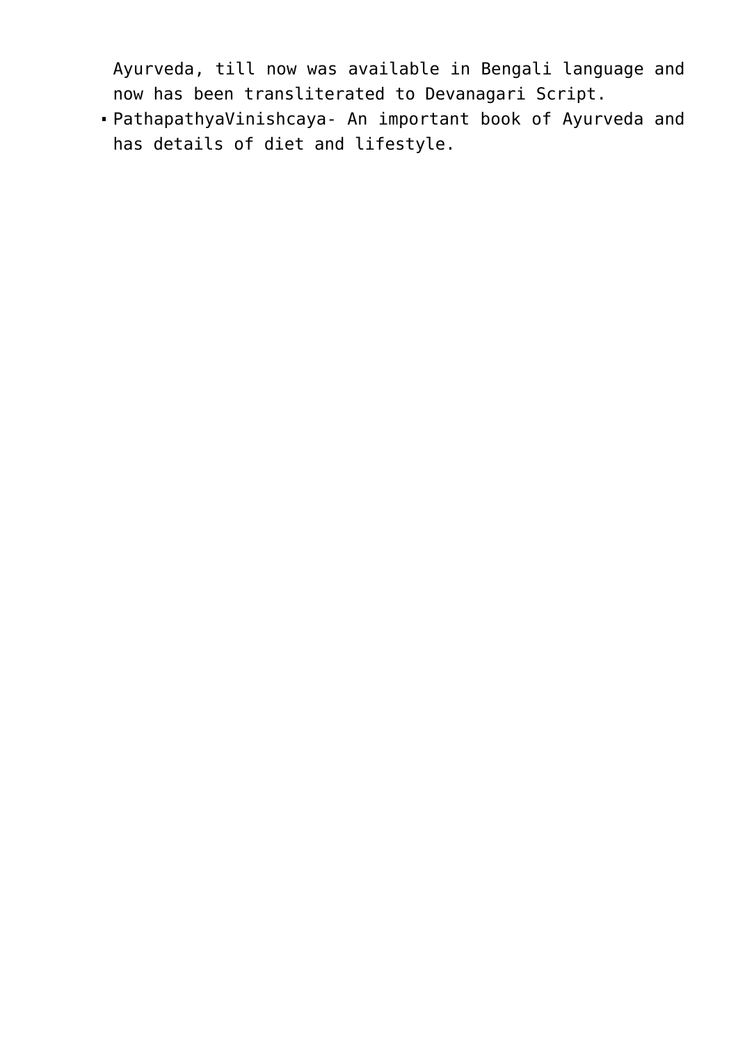Ayurveda, till now was available in Bengali language and now has been transliterated to Devanagari Script.

- PathapathyaVinishcaya- An important book of Ayurveda and has details of diet and lifestyle.